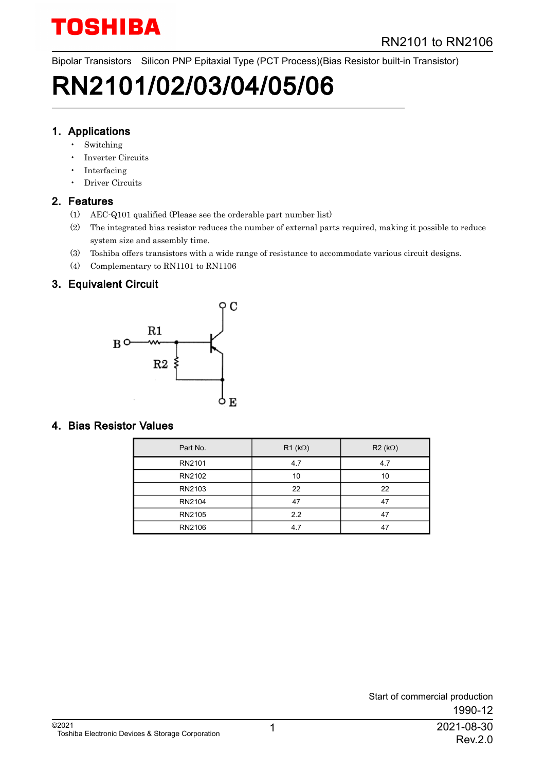Bipolar Transistors Silicon PNP Epitaxial Type (PCT Process)(Bias Resistor built-in Transistor)

# RN2101/02/03/04/05/06

## 1. Applications

- Switching
- Inverter Circuits
- Interfacing
- Driver Circuits

## 2. Features

(1) AEC-Q101 qualified (Please see the orderable part number list)

(2) The integrated bias resistor reduces the number of external parts required, making it possible to reduce system size and assembly time.

(3) Toshiba offers transistors with a wide range of resistance to accommodate various circuit designs.

(4) Complementary to RN1101 to RN1106

## 3. Equivalent Circuit

C

B R1 R2

E

## 4. Bias Resistor Values

| Part No. | R1 (kΩ) | R2 (kΩ) |
|---|---|---|
| RN2101 | 4.7 | 4.7 |
| RN2102 | 10 | 10 |
| RN2103 | 22 | 22 |
| RN2104 | 47 | 47 |
| RN2105 | 2.2 | 47 |
| RN2106 | 4.7 | 47 |

Start of commercial production

1990-12

©2021
Toshiba Electronic Devices & Storage Corporation

2021-08-30
Rev.2.0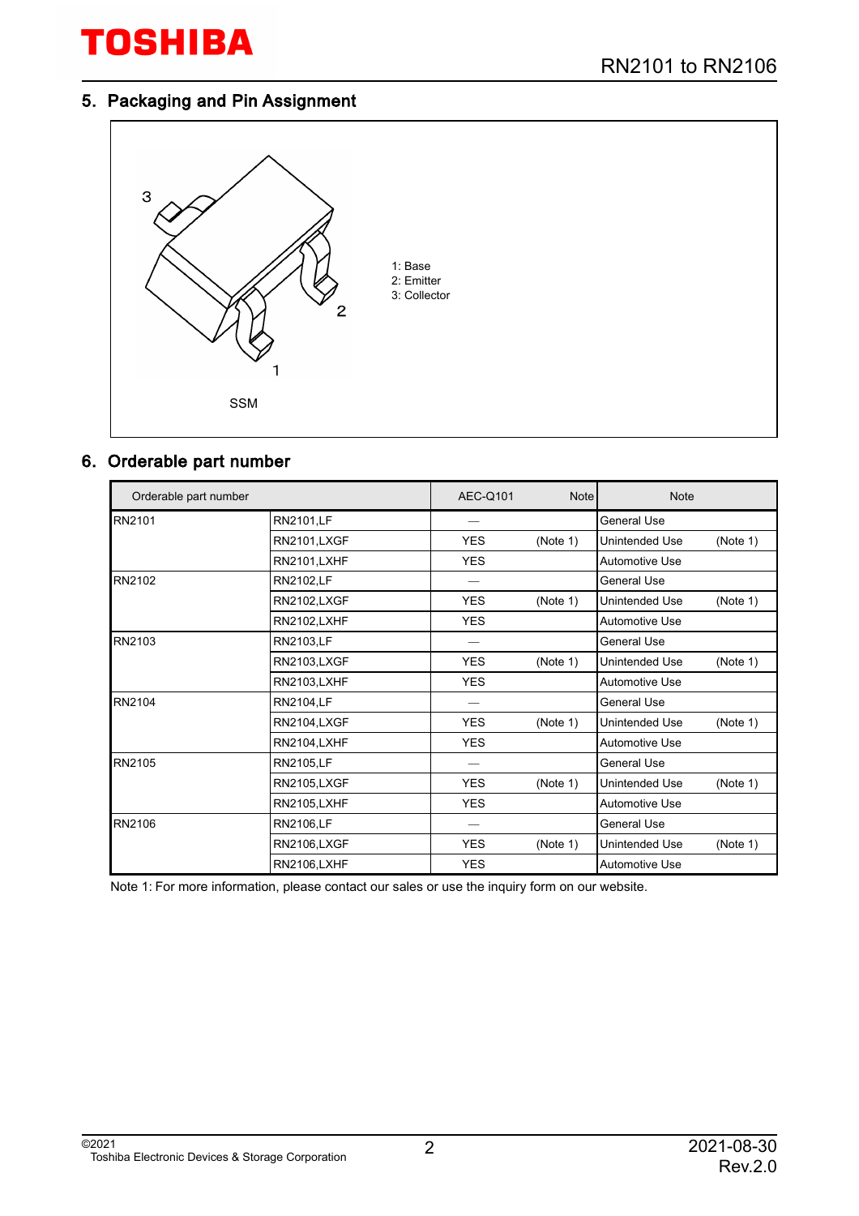## 5. Packaging and Pin Assignment

1: Base
2: Emitter
3: Collector

SSM

## 6. Orderable part number

| Orderable part number | | AEC-Q101 | Note | Note | |
|---|---|---|---|---|---|
| RN2101 | RN2101,LF | — | | General Use | |
| | RN2101,LXGF | YES | (Note 1) | Unintended Use | (Note 1) |
| | RN2101,LXHF | YES | | Automotive Use | |
| RN2102 | RN2102,LF | — | | General Use | |
| | RN2102,LXGF | YES | (Note 1) | Unintended Use | (Note 1) |
| | RN2102,LXHF | YES | | Automotive Use | |
| RN2103 | RN2103,LF | — | | General Use | |
| | RN2103,LXGF | YES | (Note 1) | Unintended Use | (Note 1) |
| | RN2103,LXHF | YES | | Automotive Use | |
| RN2104 | RN2104,LF | — | | General Use | |
| | RN2104,LXGF | YES | (Note 1) | Unintended Use | (Note 1) |
| | RN2104,LXHF | YES | | Automotive Use | |
| RN2105 | RN2105,LF | — | | General Use | |
| | RN2105,LXGF | YES | (Note 1) | Unintended Use | (Note 1) |
| | RN2105,LXHF | YES | | Automotive Use | |
| RN2106 | RN2106,LF | — | | General Use | |
| | RN2106,LXGF | YES | (Note 1) | Unintended Use | (Note 1) |
| | RN2106,LXHF | YES | | Automotive Use | |

Note 1: For more information, please contact our sales or use the inquiry form on our website.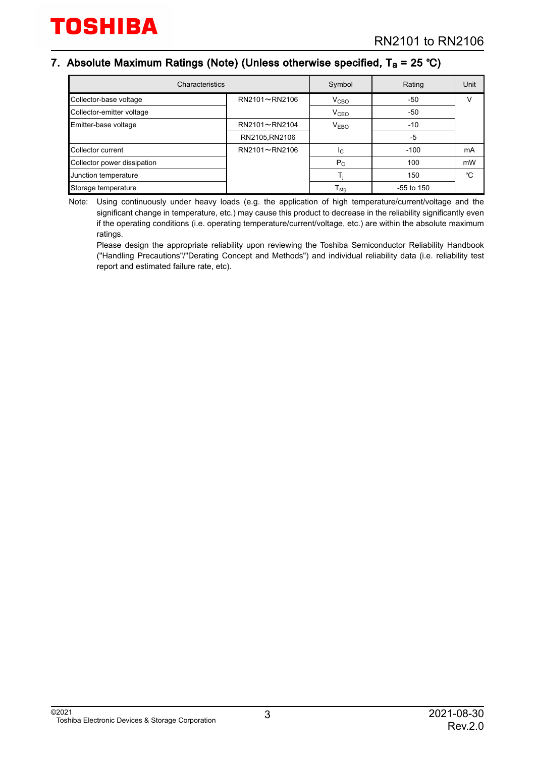## 7. Absolute Maximum Ratings (Note) (Unless otherwise specified, $T_a$ = 25 °C)

| Characteristics | | Symbol | Rating | Unit |
|---|---|---|---|---|
| Collector-base voltage | RN2101～RN2106 | $V_{CBO}$ | -50 | V |
| Collector-emitter voltage | | $V_{CEO}$ | -50 | |
| Emitter-base voltage | RN2101～RN2104 | $V_{EBO}$ | -10 | |
| | RN2105,RN2106 | | -5 | |
| Collector current | RN2101～RN2106 | $I_C$ | -100 | mA |
| Collector power dissipation | | $P_C$ | 100 | mW |
| Junction temperature | | $T_j$ | 150 | °C |
| Storage temperature | | $T_{stg}$ | -55 to 150 | |

Note: Using continuously under heavy loads (e.g. the application of high temperature/current/voltage and the significant change in temperature, etc.) may cause this product to decrease in the reliability significantly even if the operating conditions (i.e. operating temperature/current/voltage, etc.) are within the absolute maximum ratings.
Please design the appropriate reliability upon reviewing the Toshiba Semiconductor Reliability Handbook ("Handling Precautions"/"Derating Concept and Methods") and individual reliability data (i.e. reliability test report and estimated failure rate, etc).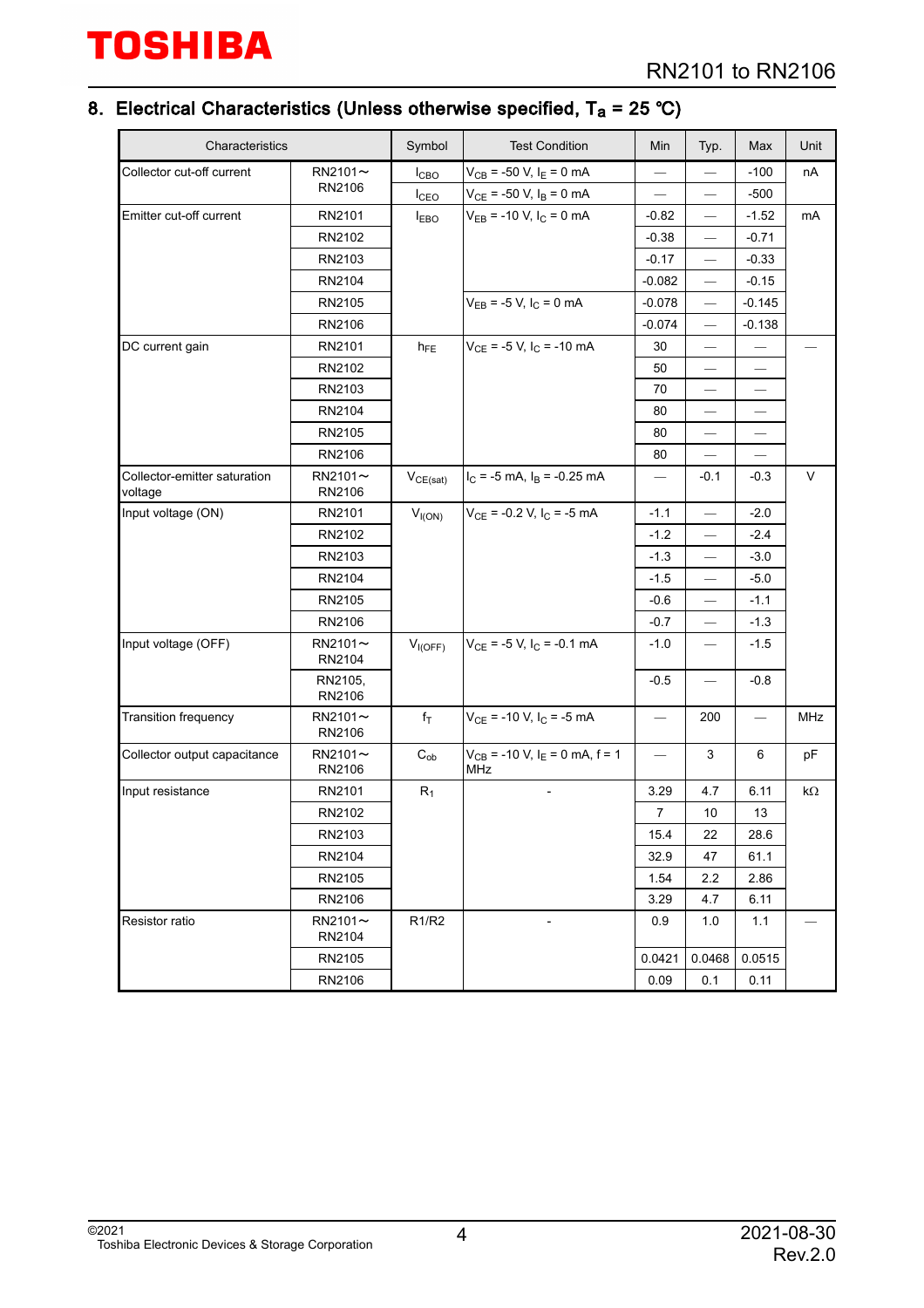## 8. Electrical Characteristics (Unless otherwise specified, $T_a$ = 25 °C)

| Characteristics | | Symbol | Test Condition | Min | Typ. | Max | Unit |
|---|---|---|---|---|---|---|---|
| Collector cut-off current | RN2101～RN2106 | $I_{CBO}$ | $V_{CB}$ = -50 V, $I_E$ = 0 mA | — | — | -100 | nA |
| | | $I_{CEO}$ | $V_{CE}$ = -50 V, $I_B$ = 0 mA | — | — | -500 | |
| Emitter cut-off current | RN2101 | $I_{EBO}$ | $V_{EB}$ = -10 V, $I_C$ = 0 mA | -0.82 | — | -1.52 | mA |
| | RN2102 | | | -0.38 | — | -0.71 | |
| | RN2103 | | | -0.17 | — | -0.33 | |
| | RN2104 | | | -0.082 | — | -0.15 | |
| | RN2105 | | $V_{EB}$ = -5 V, $I_C$ = 0 mA | -0.078 | — | -0.145 | |
| | RN2106 | | | -0.074 | — | -0.138 | |
| DC current gain | RN2101 | $h_{FE}$ | $V_{CE}$ = -5 V, $I_C$ = -10 mA | 30 | — | — | — |
| | RN2102 | | | 50 | — | — | |
| | RN2103 | | | 70 | — | — | |
| | RN2104 | | | 80 | — | — | |
| | RN2105 | | | 80 | — | — | |
| | RN2106 | | | 80 | — | — | |
| Collector-emitter saturation voltage | RN2101～RN2106 | $V_{CE(sat)}$ | $I_C$ = -5 mA, $I_B$ = -0.25 mA | — | -0.1 | -0.3 | V |
| Input voltage (ON) | RN2101 | $V_{I(ON)}$ | $V_{CE}$ = -0.2 V, $I_C$ = -5 mA | -1.1 | — | -2.0 | |
| | RN2102 | | | -1.2 | — | -2.4 | |
| | RN2103 | | | -1.3 | — | -3.0 | |
| | RN2104 | | | -1.5 | — | -5.0 | |
| | RN2105 | | | -0.6 | — | -1.1 | |
| | RN2106 | | | -0.7 | — | -1.3 | |
| Input voltage (OFF) | RN2101～RN2104 | $V_{I(OFF)}$ | $V_{CE}$ = -5 V, $I_C$ = -0.1 mA | -1.0 | — | -1.5 | |
| | RN2105, RN2106 | | | -0.5 | — | -0.8 | |
| Transition frequency | RN2101～RN2106 | $f_T$ | $V_{CE}$ = -10 V, $I_C$ = -5 mA | — | 200 | — | MHz |
| Collector output capacitance | RN2101～RN2106 | $C_{ob}$ | $V_{CB}$ = -10 V, $I_E$ = 0 mA, f = 1 MHz | — | 3 | 6 | pF |
| Input resistance | RN2101 | $R_1$ | - | 3.29 | 4.7 | 6.11 | kΩ |
| | RN2102 | | | 7 | 10 | 13 | |
| | RN2103 | | | 15.4 | 22 | 28.6 | |
| | RN2104 | | | 32.9 | 47 | 61.1 | |
| | RN2105 | | | 1.54 | 2.2 | 2.86 | |
| | RN2106 | | | 3.29 | 4.7 | 6.11 | |
| Resistor ratio | RN2101～RN2104 | R1/R2 | - | 0.9 | 1.0 | 1.1 | — |
| | RN2105 | | | 0.0421 | 0.0468 | 0.0515 | |
| | RN2106 | | | 0.09 | 0.1 | 0.11 | |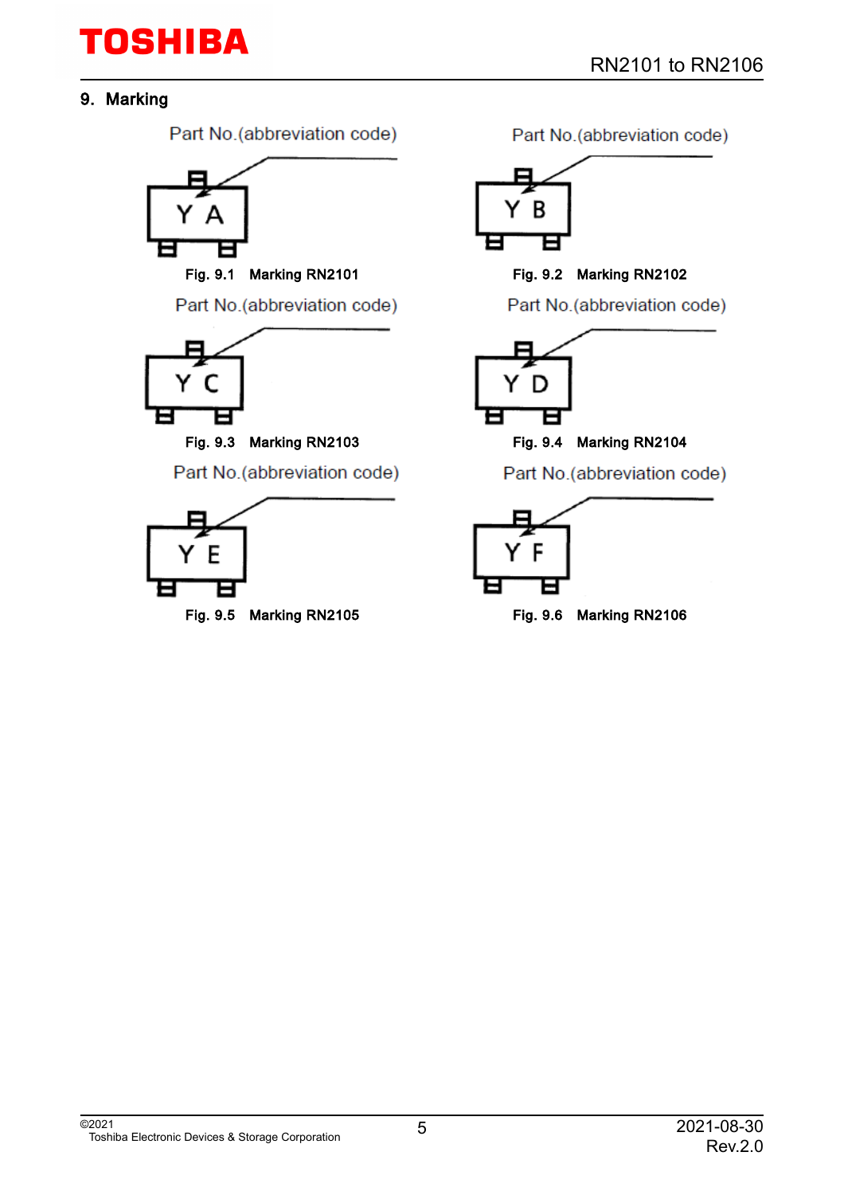## 9. Marking

Part No.(abbreviation code)

Y A

Fig. 9.1 Marking RN2101

Part No.(abbreviation code)

Y B

Fig. 9.2 Marking RN2102

Part No.(abbreviation code)

Y C

Fig. 9.3 Marking RN2103

Part No.(abbreviation code)

Y D

Fig. 9.4 Marking RN2104

Part No.(abbreviation code)

Y E

Fig. 9.5 Marking RN2105

Part No.(abbreviation code)

Y F

Fig. 9.6 Marking RN2106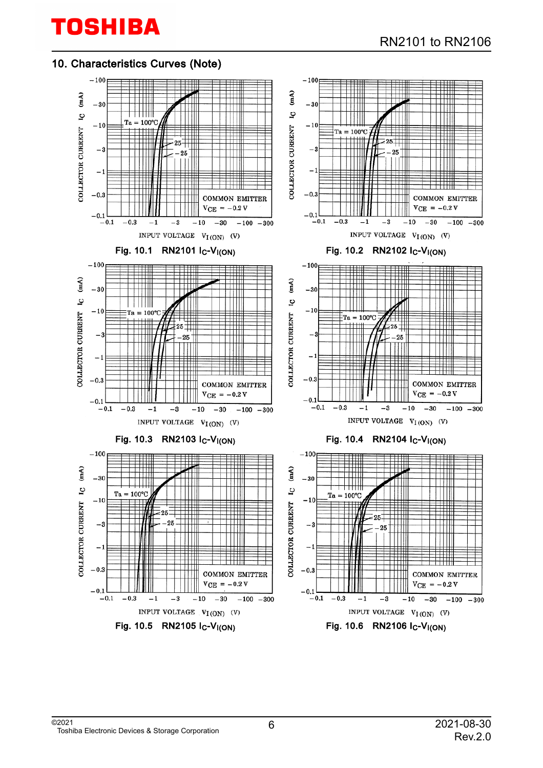## 10. Characteristics Curves (Note)

Fig. 10.1 RN2101 $I_C$-$V_{I(ON)}$

Fig. 10.2 RN2102 $I_C$-$V_{I(ON)}$

Fig. 10.3 RN2103 $I_C$-$V_{I(ON)}$

Fig. 10.4 RN2104 $I_C$-$V_{I(ON)}$

Fig. 10.5 RN2105 $I_C$-$V_{I(ON)}$

Fig. 10.6 RN2106 $I_C$-$V_{I(ON)}$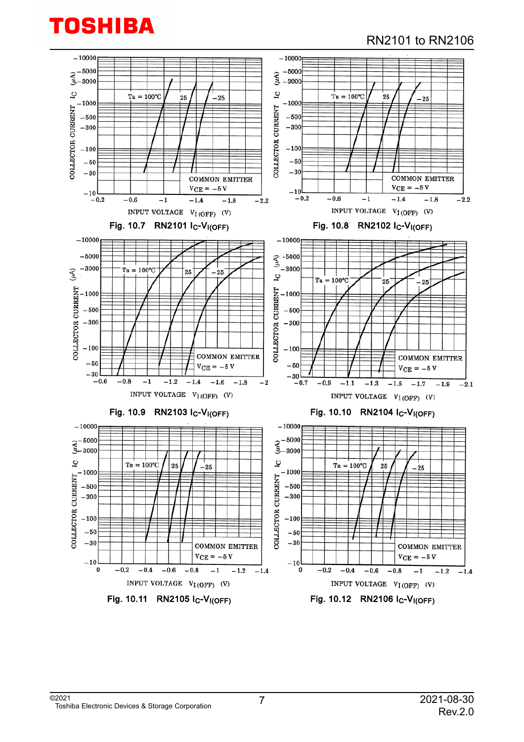Fig. 10.7 RN2101 $I_C$-$V_{I(OFF)}$

Fig. 10.8 RN2102 $I_C$-$V_{I(OFF)}$

Fig. 10.9 RN2103 $I_C$-$V_{I(OFF)}$

Fig. 10.10 RN2104 $I_C$-$V_{I(OFF)}$

Fig. 10.11 RN2105 $I_C$-$V_{I(OFF)}$

Fig. 10.12 RN2106 $I_C$-$V_{I(OFF)}$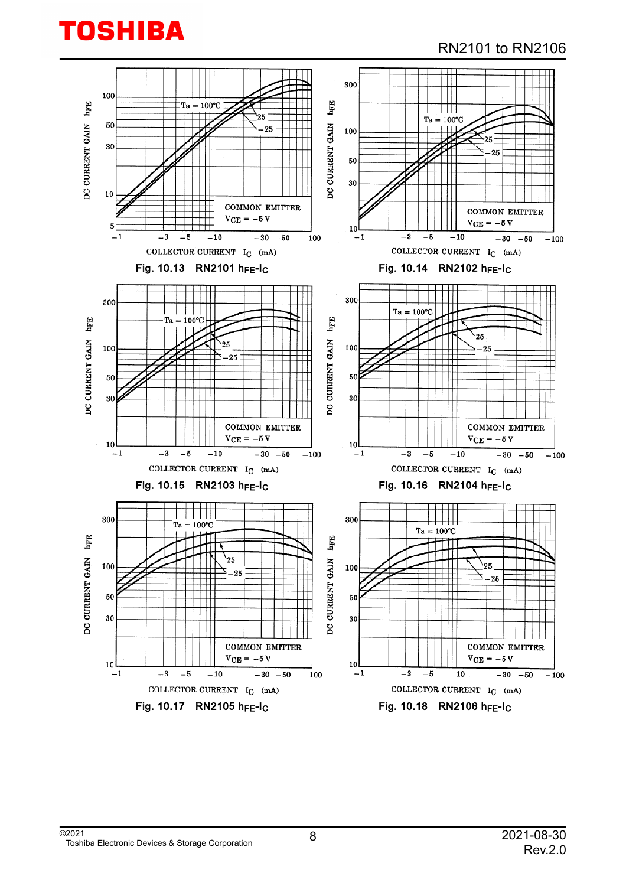Fig. 10.13 RN2101 $h_{FE}$-$I_C$

Fig. 10.14 RN2102 $h_{FE}$-$I_C$

Fig. 10.15 RN2103 $h_{FE}$-$I_C$

Fig. 10.16 RN2104 $h_{FE}$-$I_C$

Fig. 10.17 RN2105 $h_{FE}$-$I_C$

Fig. 10.18 RN2106 $h_{FE}$-$I_C$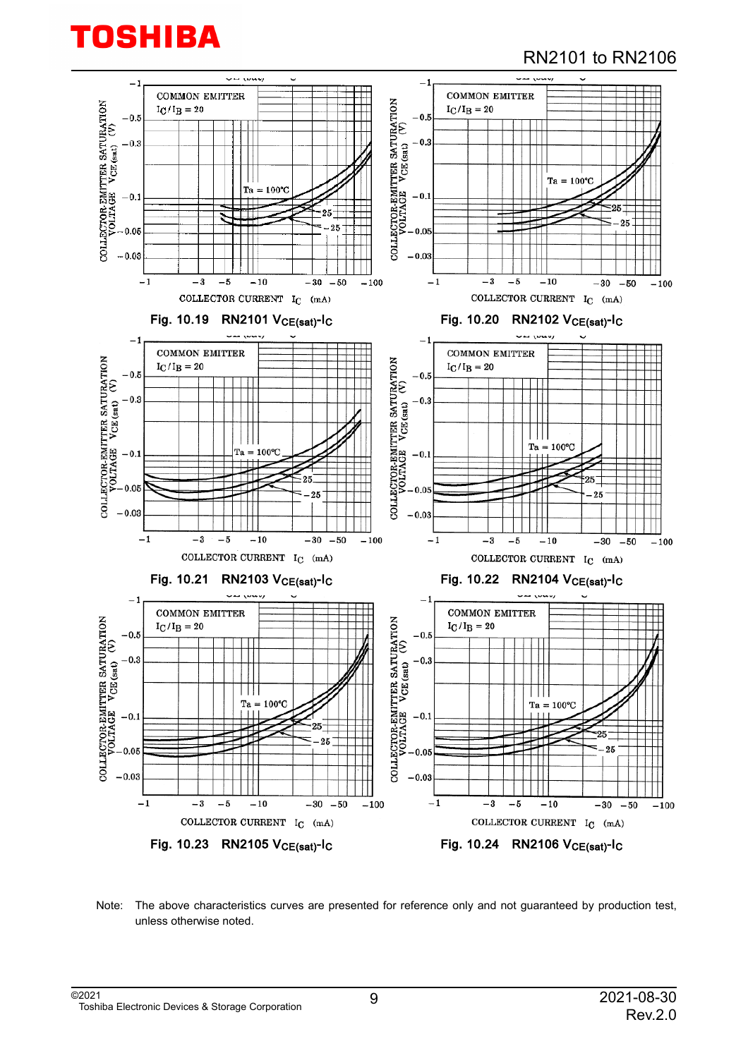Fig. 10.19 RN2101 $V_{CE(sat)}$-$I_C$

Fig. 10.20 RN2102 $V_{CE(sat)}$-$I_C$

Fig. 10.21 RN2103 $V_{CE(sat)}$-$I_C$

Fig. 10.22 RN2104 $V_{CE(sat)}$-$I_C$

Fig. 10.23 RN2105 $V_{CE(sat)}$-$I_C$

Fig. 10.24 RN2106 $V_{CE(sat)}$-$I_C$

Note: The above characteristics curves are presented for reference only and not guaranteed by production test, unless otherwise noted.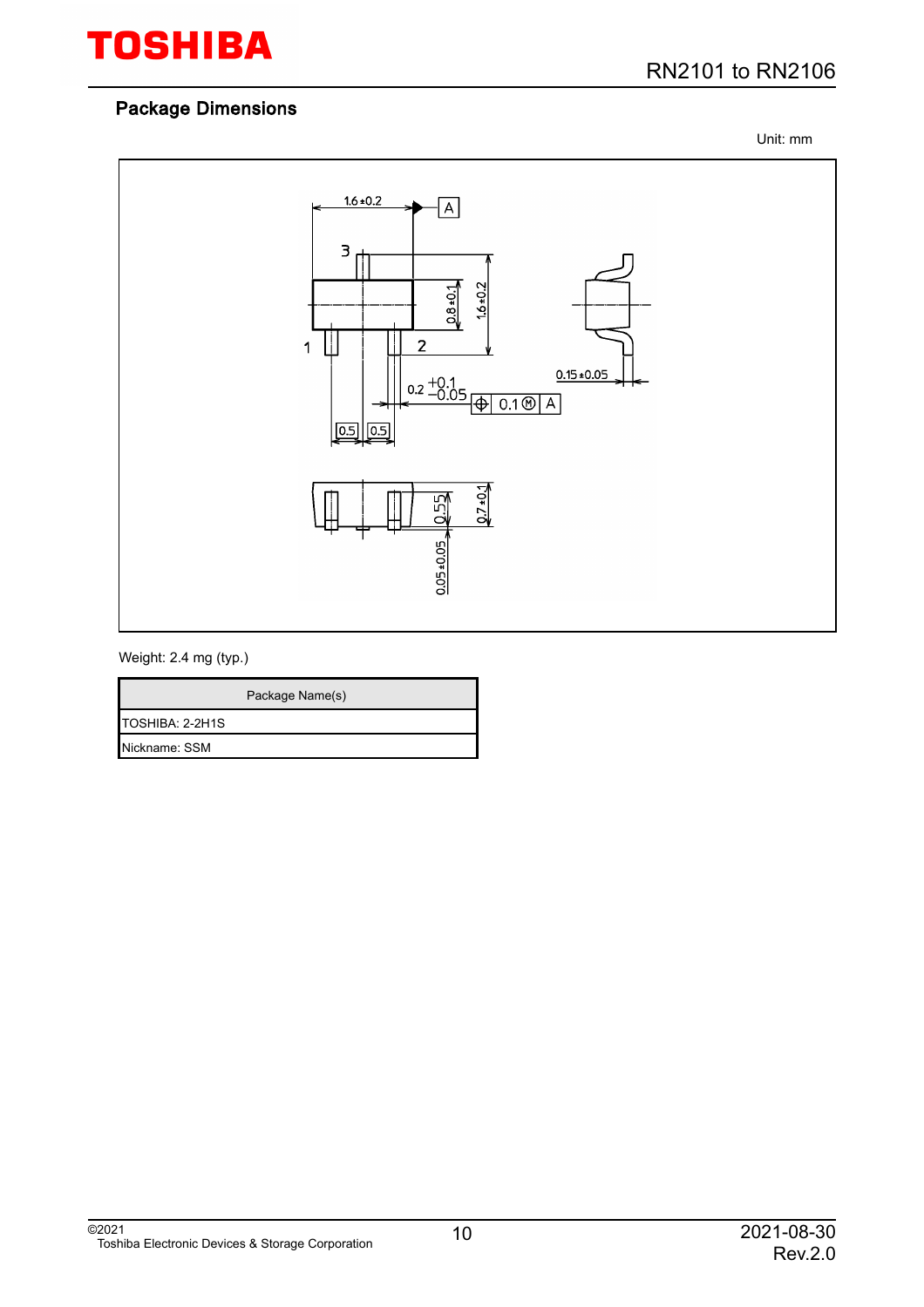## Package Dimensions

Unit: mm

Weight: 2.4 mg (typ.)

| Package Name(s) |
| --- |
| TOSHIBA: 2-2H1S |
| Nickname: SSM |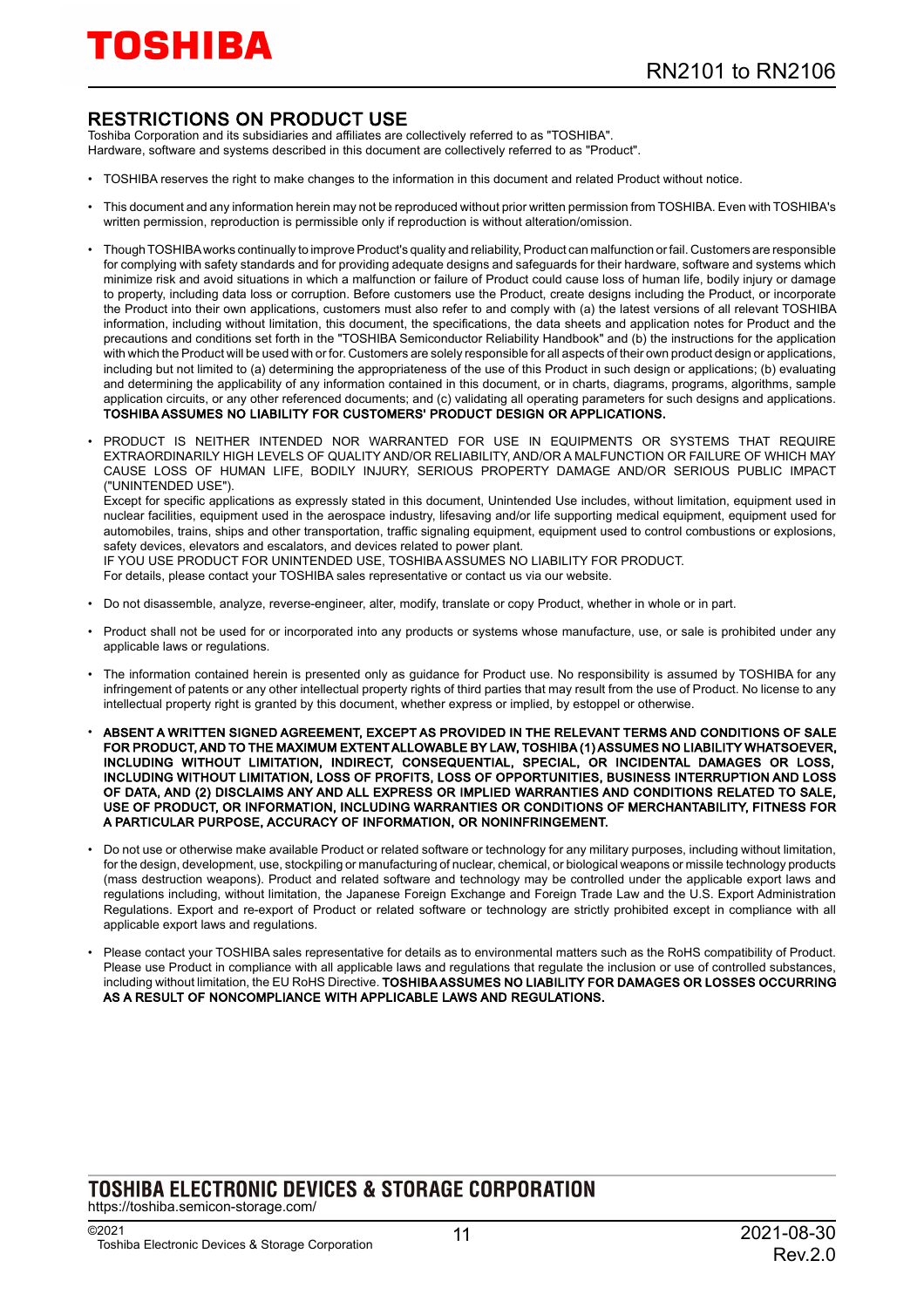## RESTRICTIONS ON PRODUCT USE

Toshiba Corporation and its subsidiaries and affiliates are collectively referred to as "TOSHIBA".
Hardware, software and systems described in this document are collectively referred to as "Product".

- TOSHIBA reserves the right to make changes to the information in this document and related Product without notice.
- This document and any information herein may not be reproduced without prior written permission from TOSHIBA. Even with TOSHIBA's written permission, reproduction is permissible only if reproduction is without alteration/omission.
- Though TOSHIBA works continually to improve Product's quality and reliability, Product can malfunction or fail. Customers are responsible for complying with safety standards and for providing adequate designs and safeguards for their hardware, software and systems which minimize risk and avoid situations in which a malfunction or failure of Product could cause loss of human life, bodily injury or damage to property, including data loss or corruption. Before customers use the Product, create designs including the Product, or incorporate the Product into their own applications, customers must also refer to and comply with (a) the latest versions of all relevant TOSHIBA information, including without limitation, this document, the specifications, the data sheets and application notes for Product and the precautions and conditions set forth in the "TOSHIBA Semiconductor Reliability Handbook" and (b) the instructions for the application with which the Product will be used with or for. Customers are solely responsible for all aspects of their own product design or applications, including but not limited to (a) determining the appropriateness of the use of this Product in such design or applications; (b) evaluating and determining the applicability of any information contained in this document, or in charts, diagrams, programs, algorithms, sample application circuits, or any other referenced documents; and (c) validating all operating parameters for such designs and applications. **TOSHIBA ASSUMES NO LIABILITY FOR CUSTOMERS' PRODUCT DESIGN OR APPLICATIONS.**
- PRODUCT IS NEITHER INTENDED NOR WARRANTED FOR USE IN EQUIPMENTS OR SYSTEMS THAT REQUIRE EXTRAORDINARILY HIGH LEVELS OF QUALITY AND/OR RELIABILITY, AND/OR A MALFUNCTION OR FAILURE OF WHICH MAY CAUSE LOSS OF HUMAN LIFE, BODILY INJURY, SERIOUS PROPERTY DAMAGE AND/OR SERIOUS PUBLIC IMPACT ("UNINTENDED USE").
  Except for specific applications as expressly stated in this document, Unintended Use includes, without limitation, equipment used in nuclear facilities, equipment used in the aerospace industry, lifesaving and/or life supporting medical equipment, equipment used for automobiles, trains, ships and other transportation, traffic signaling equipment, equipment used to control combustions or explosions, safety devices, elevators and escalators, and devices related to power plant.
  IF YOU USE PRODUCT FOR UNINTENDED USE, TOSHIBA ASSUMES NO LIABILITY FOR PRODUCT.
  For details, please contact your TOSHIBA sales representative or contact us via our website.
- Do not disassemble, analyze, reverse-engineer, alter, modify, translate or copy Product, whether in whole or in part.
- Product shall not be used for or incorporated into any products or systems whose manufacture, use, or sale is prohibited under any applicable laws or regulations.
- The information contained herein is presented only as guidance for Product use. No responsibility is assumed by TOSHIBA for any infringement of patents or any other intellectual property rights of third parties that may result from the use of Product. No license to any intellectual property right is granted by this document, whether express or implied, by estoppel or otherwise.
- **ABSENT A WRITTEN SIGNED AGREEMENT, EXCEPT AS PROVIDED IN THE RELEVANT TERMS AND CONDITIONS OF SALE FOR PRODUCT, AND TO THE MAXIMUM EXTENT ALLOWABLE BY LAW, TOSHIBA (1) ASSUMES NO LIABILITY WHATSOEVER, INCLUDING WITHOUT LIMITATION, INDIRECT, CONSEQUENTIAL, SPECIAL, OR INCIDENTAL DAMAGES OR LOSS, INCLUDING WITHOUT LIMITATION, LOSS OF PROFITS, LOSS OF OPPORTUNITIES, BUSINESS INTERRUPTION AND LOSS OF DATA, AND (2) DISCLAIMS ANY AND ALL EXPRESS OR IMPLIED WARRANTIES AND CONDITIONS RELATED TO SALE, USE OF PRODUCT, OR INFORMATION, INCLUDING WARRANTIES OR CONDITIONS OF MERCHANTABILITY, FITNESS FOR A PARTICULAR PURPOSE, ACCURACY OF INFORMATION, OR NONINFRINGEMENT.**
- Do not use or otherwise make available Product or related software or technology for any military purposes, including without limitation, for the design, development, use, stockpiling or manufacturing of nuclear, chemical, or biological weapons or missile technology products (mass destruction weapons). Product and related software and technology may be controlled under the applicable export laws and regulations including, without limitation, the Japanese Foreign Exchange and Foreign Trade Law and the U.S. Export Administration Regulations. Export and re-export of Product or related software or technology are strictly prohibited except in compliance with all applicable export laws and regulations.
- Please contact your TOSHIBA sales representative for details as to environmental matters such as the RoHS compatibility of Product. Please use Product in compliance with all applicable laws and regulations that regulate the inclusion or use of controlled substances, including without limitation, the EU RoHS Directive. **TOSHIBA ASSUMES NO LIABILITY FOR DAMAGES OR LOSSES OCCURRING AS A RESULT OF NONCOMPLIANCE WITH APPLICABLE LAWS AND REGULATIONS.**

**TOSHIBA ELECTRONIC DEVICES & STORAGE CORPORATION**

https://toshiba.semicon-storage.com/